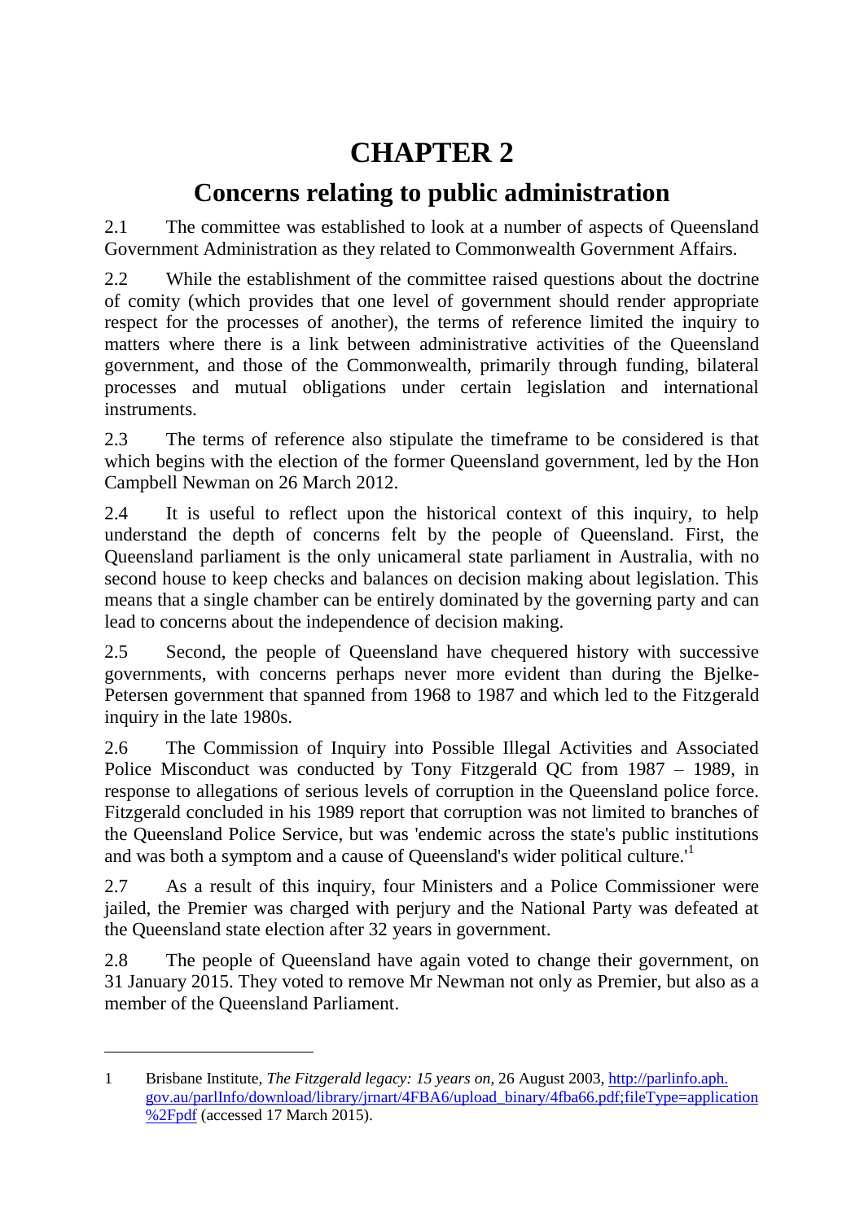# CHAPTER 2

## Concerns relating to public administration

2.1 The committee was established to look at a number of aspects of Queensland Government Administration as they related to Commonwealth Government Affairs.

2.2 While the establishment of the committee raised questions about the doctrine of comity (which provides that one level of government should render appropriate respect for the processes of another), the terms of reference limited the inquiry to matters where there is a link between administrative activities of the Queensland government, and those of the Commonwealth, primarily through funding, bilateral processes and mutual obligations under certain legislation and international instruments.

2.3 The terms of reference also stipulate the timeframe to be considered is that which begins with the election of the former Queensland government, led by the Hon Campbell Newman on 26 March 2012.

2.4 It is useful to reflect upon the historical context of this inquiry, to help understand the depth of concerns felt by the people of Queensland. First, the Queensland parliament is the only unicameral state parliament in Australia, with no second house to keep checks and balances on decision making about legislation. This means that a single chamber can be entirely dominated by the governing party and can lead to concerns about the independence of decision making.

2.5 Second, the people of Queensland have chequered history with successive governments, with concerns perhaps never more evident than during the Bjelke-Petersen government that spanned from 1968 to 1987 and which led to the Fitzgerald inquiry in the late 1980s.

2.6 The Commission of Inquiry into Possible Illegal Activities and Associated Police Misconduct was conducted by Tony Fitzgerald QC from 1987 – 1989, in response to allegations of serious levels of corruption in the Queensland police force. Fitzgerald concluded in his 1989 report that corruption was not limited to branches of the Queensland Police Service, but was 'endemic across the state's public institutions and was both a symptom and a cause of Queensland's wider political culture.'[1]

2.7 As a result of this inquiry, four Ministers and a Police Commissioner were jailed, the Premier was charged with perjury and the National Party was defeated at the Queensland state election after 32 years in government.

2.8 The people of Queensland have again voted to change their government, on 31 January 2015. They voted to remove Mr Newman not only as Premier, but also as a member of the Queensland Parliament.

---

1 Brisbane Institute, *The Fitzgerald legacy: 15 years on*, 26 August 2003, http://parlinfo.aph.gov.au/parlInfo/download/library/jrnart/4FBA6/upload_binary/4fba66.pdf;fileType=application%2Fpdf (accessed 17 March 2015).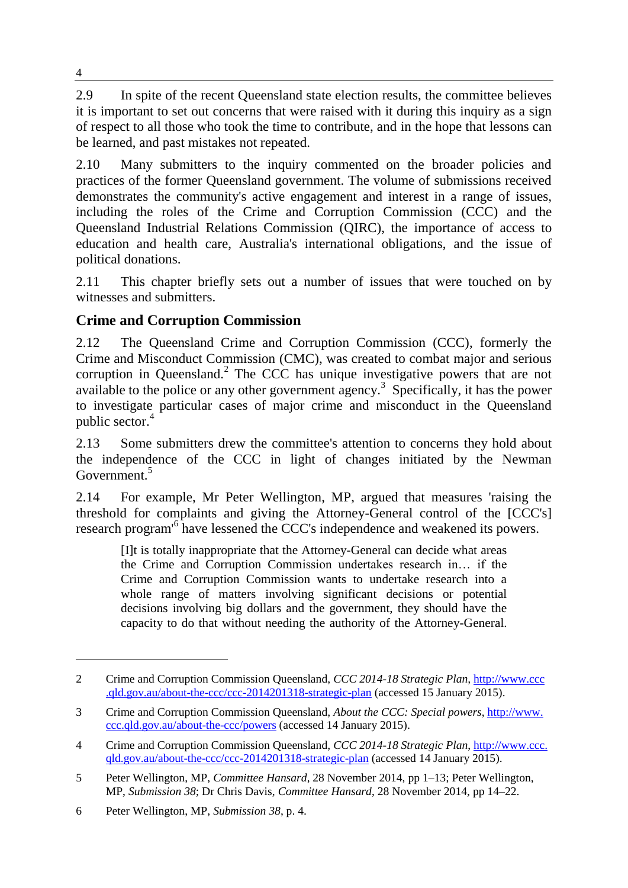2.9 In spite of the recent Queensland state election results, the committee believes it is important to set out concerns that were raised with it during this inquiry as a sign of respect to all those who took the time to contribute, and in the hope that lessons can be learned, and past mistakes not repeated.

2.10 Many submitters to the inquiry commented on the broader policies and practices of the former Queensland government. The volume of submissions received demonstrates the community's active engagement and interest in a range of issues, including the roles of the Crime and Corruption Commission (CCC) and the Queensland Industrial Relations Commission (QIRC), the importance of access to education and health care, Australia's international obligations, and the issue of political donations.

2.11 This chapter briefly sets out a number of issues that were touched on by witnesses and submitters.

## Crime and Corruption Commission

2.12 The Queensland Crime and Corruption Commission (CCC), formerly the Crime and Misconduct Commission (CMC), was created to combat major and serious corruption in Queensland.[2] The CCC has unique investigative powers that are not available to the police or any other government agency.[3] Specifically, it has the power to investigate particular cases of major crime and misconduct in the Queensland public sector.[4]

2.13 Some submitters drew the committee's attention to concerns they hold about the independence of the CCC in light of changes initiated by the Newman Government.[5]

2.14 For example, Mr Peter Wellington, MP, argued that measures 'raising the threshold for complaints and giving the Attorney-General control of the [CCC's] research program'[6] have lessened the CCC's independence and weakened its powers.

> [I]t is totally inappropriate that the Attorney-General can decide what areas the Crime and Corruption Commission undertakes research in… if the Crime and Corruption Commission wants to undertake research into a whole range of matters involving significant decisions or potential decisions involving big dollars and the government, they should have the capacity to do that without needing the authority of the Attorney-General.

---

2 Crime and Corruption Commission Queensland, *CCC 2014-18 Strategic Plan,* http://www.ccc.qld.gov.au/about-the-ccc/ccc-2014201318-strategic-plan (accessed 15 January 2015).

3 Crime and Corruption Commission Queensland, *About the CCC: Special powers*, http://www.ccc.qld.gov.au/about-the-ccc/powers (accessed 14 January 2015).

4 Crime and Corruption Commission Queensland, *CCC 2014-18 Strategic Plan*, http://www.ccc.qld.gov.au/about-the-ccc/ccc-2014201318-strategic-plan (accessed 14 January 2015).

5 Peter Wellington, MP, *Committee Hansard*, 28 November 2014, pp 1–13; Peter Wellington, MP, *Submission 38*; Dr Chris Davis, *Committee Hansard*, 28 November 2014, pp 14–22.

6 Peter Wellington, MP, *Submission 38*, p. 4.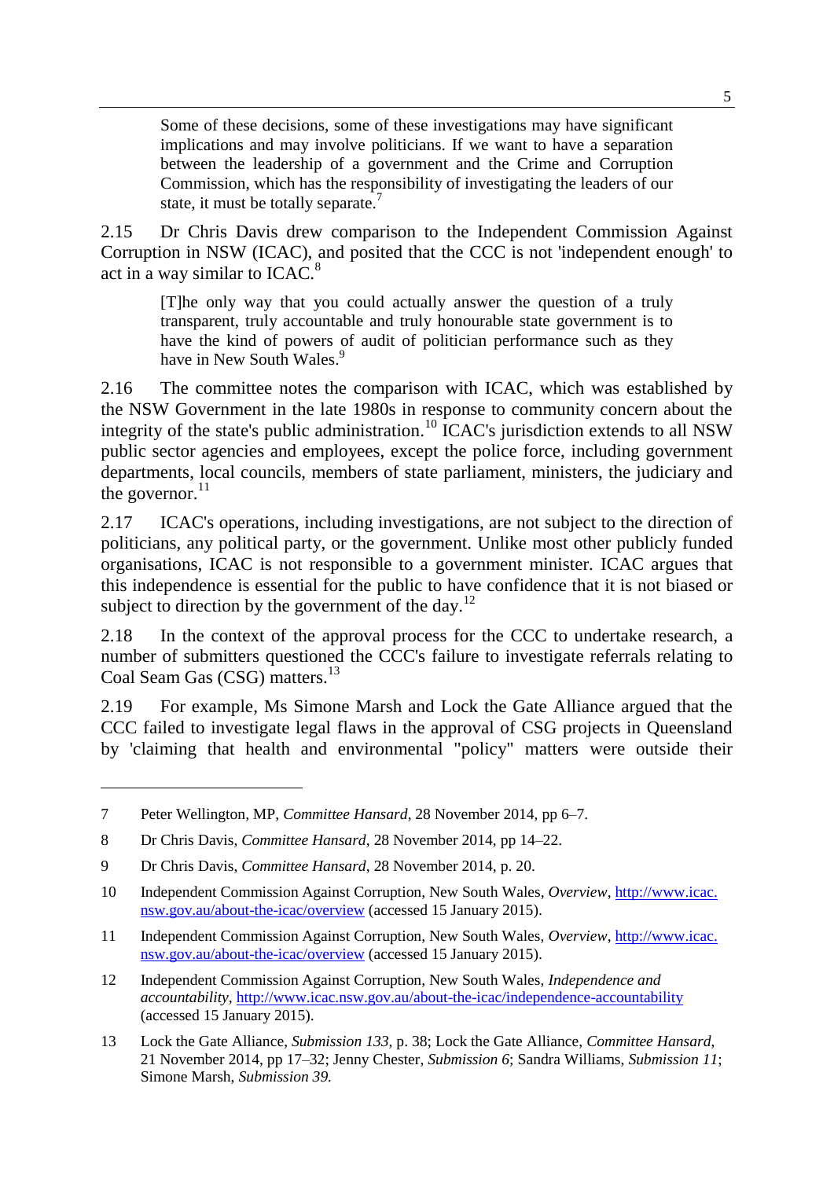> Some of these decisions, some of these investigations may have significant implications and may involve politicians. If we want to have a separation between the leadership of a government and the Crime and Corruption Commission, which has the responsibility of investigating the leaders of our state, it must be totally separate.[7]

2.15 Dr Chris Davis drew comparison to the Independent Commission Against Corruption in NSW (ICAC), and posited that the CCC is not 'independent enough' to act in a way similar to ICAC.[8]

> [T]he only way that you could actually answer the question of a truly transparent, truly accountable and truly honourable state government is to have the kind of powers of audit of politician performance such as they have in New South Wales.[9]

2.16 The committee notes the comparison with ICAC, which was established by the NSW Government in the late 1980s in response to community concern about the integrity of the state's public administration.[10] ICAC's jurisdiction extends to all NSW public sector agencies and employees, except the police force, including government departments, local councils, members of state parliament, ministers, the judiciary and the governor.[11]

2.17 ICAC's operations, including investigations, are not subject to the direction of politicians, any political party, or the government. Unlike most other publicly funded organisations, ICAC is not responsible to a government minister. ICAC argues that this independence is essential for the public to have confidence that it is not biased or subject to direction by the government of the day.[12]

2.18 In the context of the approval process for the CCC to undertake research, a number of submitters questioned the CCC's failure to investigate referrals relating to Coal Seam Gas (CSG) matters.[13]

2.19 For example, Ms Simone Marsh and Lock the Gate Alliance argued that the CCC failed to investigate legal flaws in the approval of CSG projects in Queensland by 'claiming that health and environmental "policy" matters were outside their

---

7 Peter Wellington, MP, *Committee Hansard*, 28 November 2014, pp 6–7.

8 Dr Chris Davis, *Committee Hansard*, 28 November 2014, pp 14–22.

9 Dr Chris Davis, *Committee Hansard*, 28 November 2014, p. 20.

10 Independent Commission Against Corruption, New South Wales, *Overview*, http://www.icac.nsw.gov.au/about-the-icac/overview (accessed 15 January 2015).

11 Independent Commission Against Corruption, New South Wales, *Overview*, http://www.icac.nsw.gov.au/about-the-icac/overview (accessed 15 January 2015).

12 Independent Commission Against Corruption, New South Wales, *Independence and accountability*, http://www.icac.nsw.gov.au/about-the-icac/independence-accountability (accessed 15 January 2015).

13 Lock the Gate Alliance, *Submission 133*, p. 38; Lock the Gate Alliance, *Committee Hansard*, 21 November 2014, pp 17–32; Jenny Chester, *Submission 6*; Sandra Williams, *Submission 11*; Simone Marsh, *Submission 39.*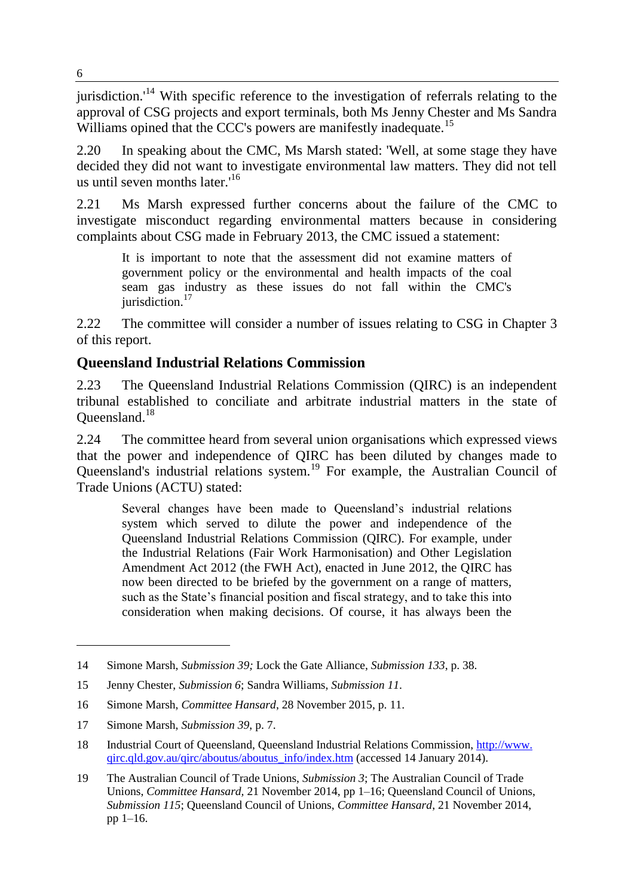jurisdiction.'[14] With specific reference to the investigation of referrals relating to the approval of CSG projects and export terminals, both Ms Jenny Chester and Ms Sandra Williams opined that the CCC's powers are manifestly inadequate.[15]

2.20 In speaking about the CMC, Ms Marsh stated: 'Well, at some stage they have decided they did not want to investigate environmental law matters. They did not tell us until seven months later.'[16]

2.21 Ms Marsh expressed further concerns about the failure of the CMC to investigate misconduct regarding environmental matters because in considering complaints about CSG made in February 2013, the CMC issued a statement:

> It is important to note that the assessment did not examine matters of government policy or the environmental and health impacts of the coal seam gas industry as these issues do not fall within the CMC's jurisdiction.[17]

2.22 The committee will consider a number of issues relating to CSG in Chapter 3 of this report.

## Queensland Industrial Relations Commission

2.23 The Queensland Industrial Relations Commission (QIRC) is an independent tribunal established to conciliate and arbitrate industrial matters in the state of Queensland.[18]

2.24 The committee heard from several union organisations which expressed views that the power and independence of QIRC has been diluted by changes made to Queensland's industrial relations system.[19] For example, the Australian Council of Trade Unions (ACTU) stated:

> Several changes have been made to Queensland's industrial relations system which served to dilute the power and independence of the Queensland Industrial Relations Commission (QIRC). For example, under the Industrial Relations (Fair Work Harmonisation) and Other Legislation Amendment Act 2012 (the FWH Act), enacted in June 2012, the QIRC has now been directed to be briefed by the government on a range of matters, such as the State's financial position and fiscal strategy, and to take this into consideration when making decisions. Of course, it has always been the

---

14 Simone Marsh, *Submission 39;* Lock the Gate Alliance, *Submission 133*, p. 38.

15 Jenny Chester, *Submission 6*; Sandra Williams, *Submission 11*.

16 Simone Marsh, *Committee Hansard*, 28 November 2015, p. 11.

17 Simone Marsh, *Submission 39*, p. 7.

18 Industrial Court of Queensland, Queensland Industrial Relations Commission, http://www.qirc.qld.gov.au/qirc/aboutus/aboutus_info/index.htm (accessed 14 January 2014).

19 The Australian Council of Trade Unions, *Submission 3*; The Australian Council of Trade Unions, *Committee Hansard*, 21 November 2014, pp 1–16; Queensland Council of Unions, *Submission 115*; Queensland Council of Unions, *Committee Hansard*, 21 November 2014, pp 1–16.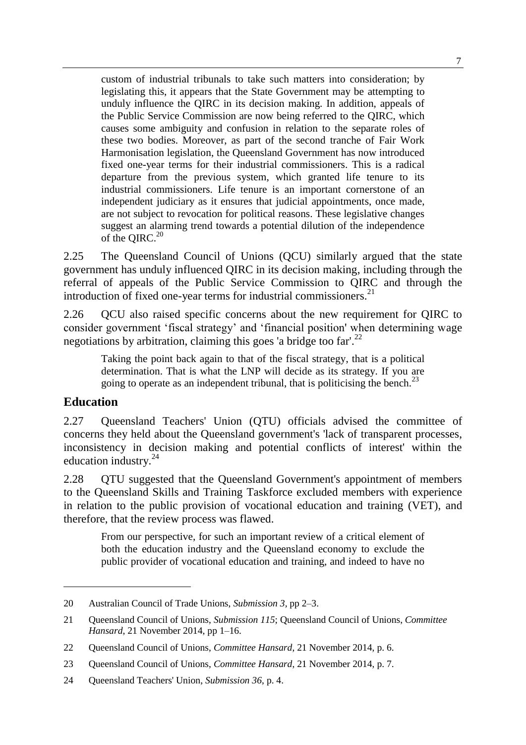> custom of industrial tribunals to take such matters into consideration; by legislating this, it appears that the State Government may be attempting to unduly influence the QIRC in its decision making. In addition, appeals of the Public Service Commission are now being referred to the QIRC, which causes some ambiguity and confusion in relation to the separate roles of these two bodies. Moreover, as part of the second tranche of Fair Work Harmonisation legislation, the Queensland Government has now introduced fixed one-year terms for their industrial commissioners. This is a radical departure from the previous system, which granted life tenure to its industrial commissioners. Life tenure is an important cornerstone of an independent judiciary as it ensures that judicial appointments, once made, are not subject to revocation for political reasons. These legislative changes suggest an alarming trend towards a potential dilution of the independence of the QIRC.[20]

2.25 The Queensland Council of Unions (QCU) similarly argued that the state government has unduly influenced QIRC in its decision making, including through the referral of appeals of the Public Service Commission to QIRC and through the introduction of fixed one-year terms for industrial commissioners.[21]

2.26 QCU also raised specific concerns about the new requirement for QIRC to consider government 'fiscal strategy' and 'financial position' when determining wage negotiations by arbitration, claiming this goes 'a bridge too far'.[22]

> Taking the point back again to that of the fiscal strategy, that is a political determination. That is what the LNP will decide as its strategy. If you are going to operate as an independent tribunal, that is politicising the bench.[23]

## Education

2.27 Queensland Teachers' Union (QTU) officials advised the committee of concerns they held about the Queensland government's 'lack of transparent processes, inconsistency in decision making and potential conflicts of interest' within the education industry.[24]

2.28 QTU suggested that the Queensland Government's appointment of members to the Queensland Skills and Training Taskforce excluded members with experience in relation to the public provision of vocational education and training (VET), and therefore, that the review process was flawed.

> From our perspective, for such an important review of a critical element of both the education industry and the Queensland economy to exclude the public provider of vocational education and training, and indeed to have no

---

20 Australian Council of Trade Unions, *Submission 3*, pp 2–3.

21 Queensland Council of Unions, *Submission 115*; Queensland Council of Unions, *Committee Hansard*, 21 November 2014, pp 1–16.

22 Queensland Council of Unions, *Committee Hansard*, 21 November 2014, p. 6.

23 Queensland Council of Unions, *Committee Hansard*, 21 November 2014, p. 7.

24 Queensland Teachers' Union, *Submission 36*, p. 4.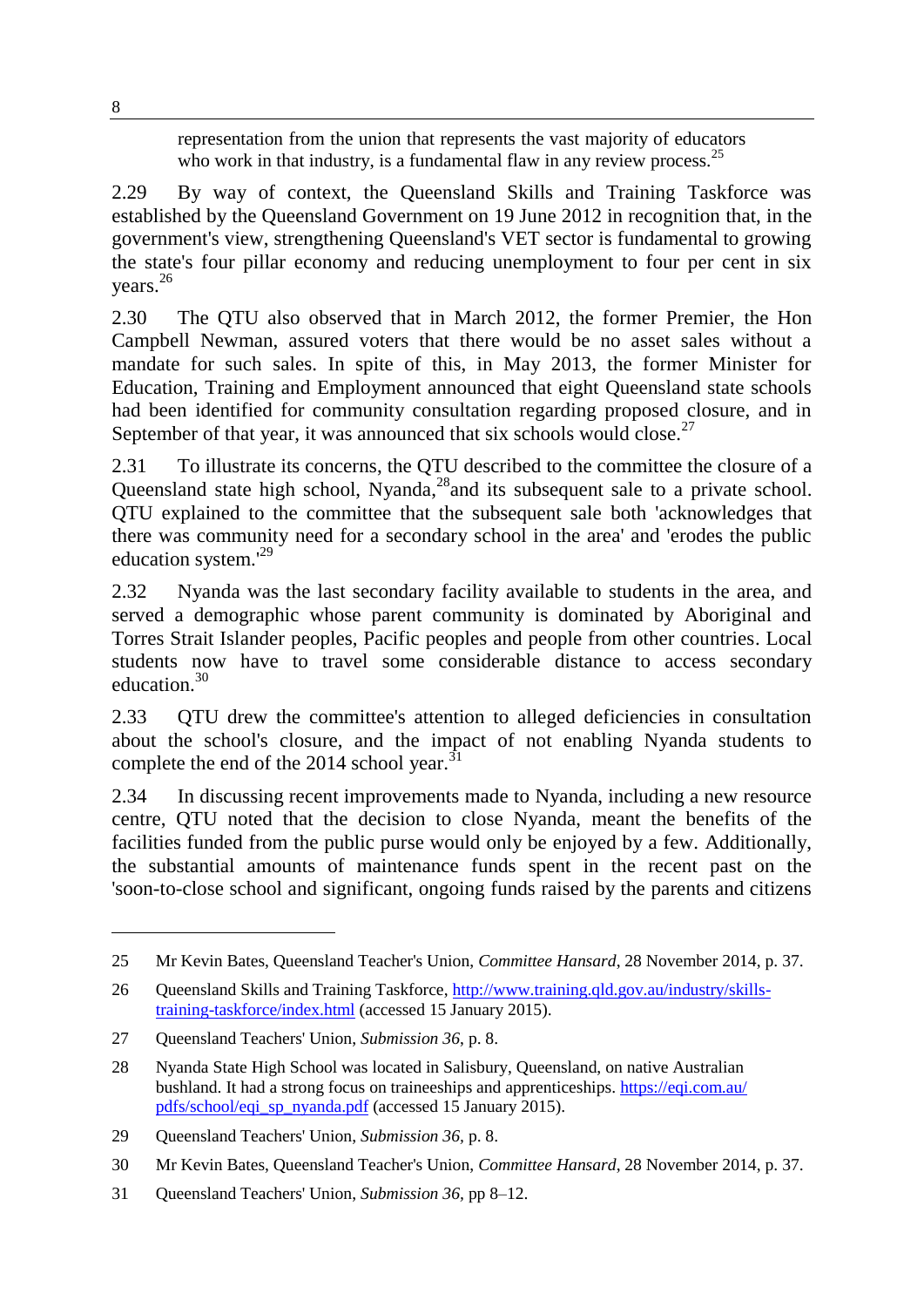> representation from the union that represents the vast majority of educators who work in that industry, is a fundamental flaw in any review process.[25]

2.29 By way of context, the Queensland Skills and Training Taskforce was established by the Queensland Government on 19 June 2012 in recognition that, in the government's view, strengthening Queensland's VET sector is fundamental to growing the state's four pillar economy and reducing unemployment to four per cent in six years.[26]

2.30 The QTU also observed that in March 2012, the former Premier, the Hon Campbell Newman, assured voters that there would be no asset sales without a mandate for such sales. In spite of this, in May 2013, the former Minister for Education, Training and Employment announced that eight Queensland state schools had been identified for community consultation regarding proposed closure, and in September of that year, it was announced that six schools would close.[27]

2.31 To illustrate its concerns, the QTU described to the committee the closure of a Queensland state high school, Nyanda,[28] and its subsequent sale to a private school. QTU explained to the committee that the subsequent sale both 'acknowledges that there was community need for a secondary school in the area' and 'erodes the public education system.'[29]

2.32 Nyanda was the last secondary facility available to students in the area, and served a demographic whose parent community is dominated by Aboriginal and Torres Strait Islander peoples, Pacific peoples and people from other countries. Local students now have to travel some considerable distance to access secondary education.[30]

2.33 QTU drew the committee's attention to alleged deficiencies in consultation about the school's closure, and the impact of not enabling Nyanda students to complete the end of the 2014 school year.[31]

2.34 In discussing recent improvements made to Nyanda, including a new resource centre, QTU noted that the decision to close Nyanda, meant the benefits of the facilities funded from the public purse would only be enjoyed by a few. Additionally, the substantial amounts of maintenance funds spent in the recent past on the 'soon-to-close school and significant, ongoing funds raised by the parents and citizens

---

25 Mr Kevin Bates, Queensland Teacher's Union, *Committee Hansard*, 28 November 2014, p. 37.

26 Queensland Skills and Training Taskforce, http://www.training.qld.gov.au/industry/skills-training-taskforce/index.html (accessed 15 January 2015).

27 Queensland Teachers' Union, *Submission 36*, p. 8.

28 Nyanda State High School was located in Salisbury, Queensland, on native Australian bushland. It had a strong focus on traineeships and apprenticeships. https://eqi.com.au/pdfs/school/eqi_sp_nyanda.pdf (accessed 15 January 2015).

29 Queensland Teachers' Union, *Submission 36*, p. 8.

30 Mr Kevin Bates, Queensland Teacher's Union, *Committee Hansard*, 28 November 2014, p. 37.

31 Queensland Teachers' Union, *Submission 36*, pp 8–12.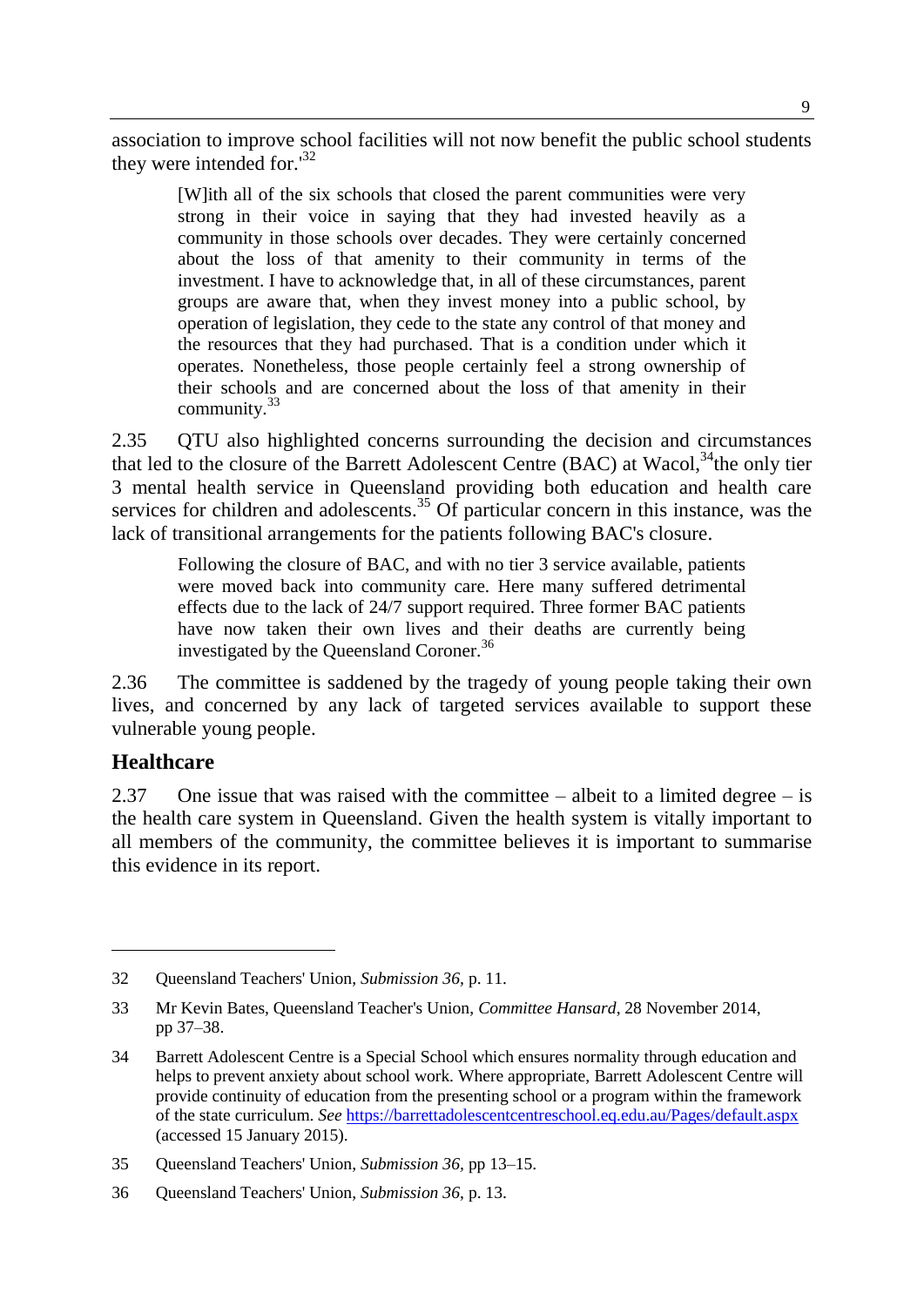association to improve school facilities will not now benefit the public school students they were intended for.'[32]

> [W]ith all of the six schools that closed the parent communities were very strong in their voice in saying that they had invested heavily as a community in those schools over decades. They were certainly concerned about the loss of that amenity to their community in terms of the investment. I have to acknowledge that, in all of these circumstances, parent groups are aware that, when they invest money into a public school, by operation of legislation, they cede to the state any control of that money and the resources that they had purchased. That is a condition under which it operates. Nonetheless, those people certainly feel a strong ownership of their schools and are concerned about the loss of that amenity in their community.[33]

2.35 QTU also highlighted concerns surrounding the decision and circumstances that led to the closure of the Barrett Adolescent Centre (BAC) at Wacol,[34]the only tier 3 mental health service in Queensland providing both education and health care services for children and adolescents.[35] Of particular concern in this instance, was the lack of transitional arrangements for the patients following BAC's closure.

> Following the closure of BAC, and with no tier 3 service available, patients were moved back into community care. Here many suffered detrimental effects due to the lack of 24/7 support required. Three former BAC patients have now taken their own lives and their deaths are currently being investigated by the Queensland Coroner.[36]

2.36 The committee is saddened by the tragedy of young people taking their own lives, and concerned by any lack of targeted services available to support these vulnerable young people.

## Healthcare

2.37 One issue that was raised with the committee – albeit to a limited degree – is the health care system in Queensland. Given the health system is vitally important to all members of the community, the committee believes it is important to summarise this evidence in its report.

---

32 Queensland Teachers' Union, *Submission 36*, p. 11.

33 Mr Kevin Bates, Queensland Teacher's Union, *Committee Hansard*, 28 November 2014, pp 37–38.

34 Barrett Adolescent Centre is a Special School which ensures normality through education and helps to prevent anxiety about school work. Where appropriate, Barrett Adolescent Centre will provide continuity of education from the presenting school or a program within the framework of the state curriculum. *See* https://barrettadolescentcentreschool.eq.edu.au/Pages/default.aspx (accessed 15 January 2015).

35 Queensland Teachers' Union, *Submission 36*, pp 13–15.

36 Queensland Teachers' Union, *Submission 36*, p. 13.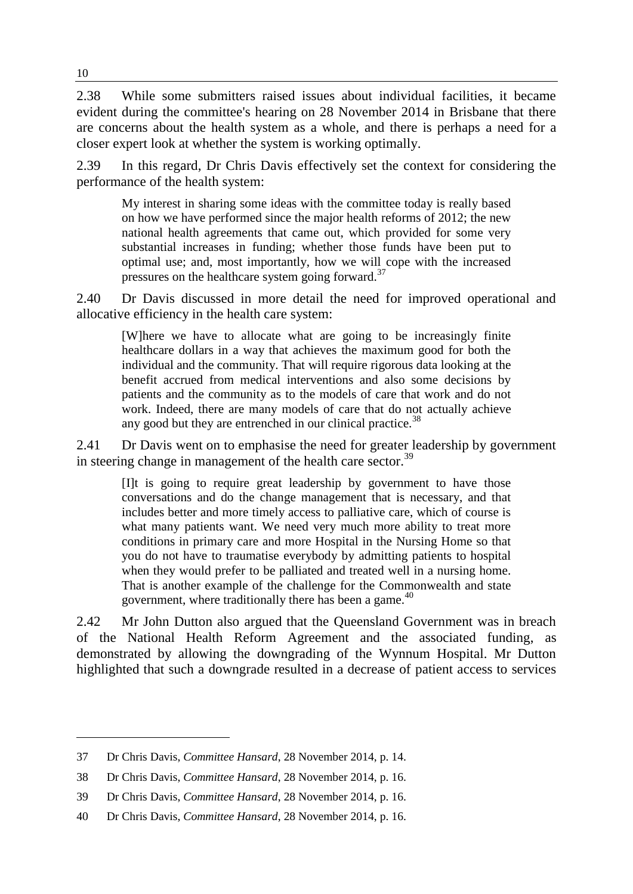2.38 While some submitters raised issues about individual facilities, it became evident during the committee's hearing on 28 November 2014 in Brisbane that there are concerns about the health system as a whole, and there is perhaps a need for a closer expert look at whether the system is working optimally.

2.39 In this regard, Dr Chris Davis effectively set the context for considering the performance of the health system:

> My interest in sharing some ideas with the committee today is really based on how we have performed since the major health reforms of 2012; the new national health agreements that came out, which provided for some very substantial increases in funding; whether those funds have been put to optimal use; and, most importantly, how we will cope with the increased pressures on the healthcare system going forward.[37]

2.40 Dr Davis discussed in more detail the need for improved operational and allocative efficiency in the health care system:

> [W]here we have to allocate what are going to be increasingly finite healthcare dollars in a way that achieves the maximum good for both the individual and the community. That will require rigorous data looking at the benefit accrued from medical interventions and also some decisions by patients and the community as to the models of care that work and do not work. Indeed, there are many models of care that do not actually achieve any good but they are entrenched in our clinical practice.[38]

2.41 Dr Davis went on to emphasise the need for greater leadership by government in steering change in management of the health care sector.[39]

> [I]t is going to require great leadership by government to have those conversations and do the change management that is necessary, and that includes better and more timely access to palliative care, which of course is what many patients want. We need very much more ability to treat more conditions in primary care and more Hospital in the Nursing Home so that you do not have to traumatise everybody by admitting patients to hospital when they would prefer to be palliated and treated well in a nursing home. That is another example of the challenge for the Commonwealth and state government, where traditionally there has been a game.[40]

2.42 Mr John Dutton also argued that the Queensland Government was in breach of the National Health Reform Agreement and the associated funding, as demonstrated by allowing the downgrading of the Wynnum Hospital. Mr Dutton highlighted that such a downgrade resulted in a decrease of patient access to services

---

37 Dr Chris Davis, *Committee Hansard*, 28 November 2014, p. 14.

38 Dr Chris Davis, *Committee Hansard*, 28 November 2014, p. 16.

39 Dr Chris Davis, *Committee Hansard*, 28 November 2014, p. 16.

40 Dr Chris Davis, *Committee Hansard*, 28 November 2014, p. 16.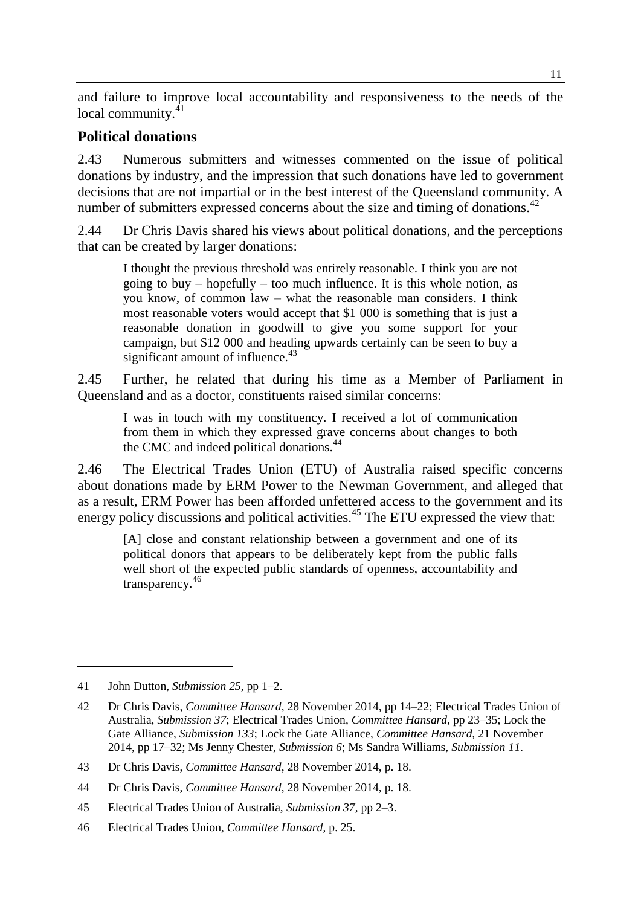and failure to improve local accountability and responsiveness to the needs of the local community.[41]

## Political donations

2.43 Numerous submitters and witnesses commented on the issue of political donations by industry, and the impression that such donations have led to government decisions that are not impartial or in the best interest of the Queensland community. A number of submitters expressed concerns about the size and timing of donations.[42]

2.44 Dr Chris Davis shared his views about political donations, and the perceptions that can be created by larger donations:

> I thought the previous threshold was entirely reasonable. I think you are not going to buy – hopefully – too much influence. It is this whole notion, as you know, of common law – what the reasonable man considers. I think most reasonable voters would accept that $1 000 is something that is just a reasonable donation in goodwill to give you some support for your campaign, but $12 000 and heading upwards certainly can be seen to buy a significant amount of influence.[43]

2.45 Further, he related that during his time as a Member of Parliament in Queensland and as a doctor, constituents raised similar concerns:

> I was in touch with my constituency. I received a lot of communication from them in which they expressed grave concerns about changes to both the CMC and indeed political donations.[44]

2.46 The Electrical Trades Union (ETU) of Australia raised specific concerns about donations made by ERM Power to the Newman Government, and alleged that as a result, ERM Power has been afforded unfettered access to the government and its energy policy discussions and political activities.[45] The ETU expressed the view that:

> [A] close and constant relationship between a government and one of its political donors that appears to be deliberately kept from the public falls well short of the expected public standards of openness, accountability and transparency.[46]

---

41 John Dutton, *Submission 25*, pp 1–2.

42 Dr Chris Davis, *Committee Hansard*, 28 November 2014, pp 14–22; Electrical Trades Union of Australia, *Submission 37*; Electrical Trades Union, *Committee Hansard*, pp 23–35; Lock the Gate Alliance, *Submission 133*; Lock the Gate Alliance, *Committee Hansard*, 21 November 2014, pp 17–32; Ms Jenny Chester, *Submission 6*; Ms Sandra Williams, *Submission 11*.

43 Dr Chris Davis, *Committee Hansard*, 28 November 2014, p. 18.

44 Dr Chris Davis, *Committee Hansard*, 28 November 2014, p. 18.

45 Electrical Trades Union of Australia, *Submission 37*, pp 2–3.

46 Electrical Trades Union, *Committee Hansard*, p. 25.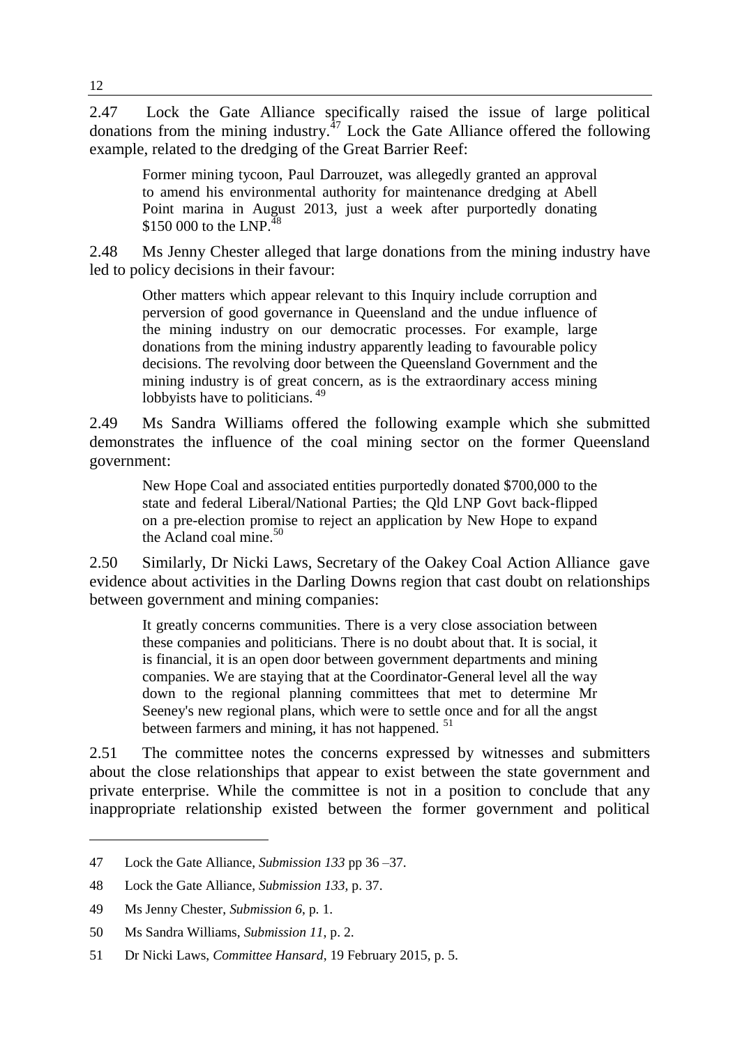2.47 Lock the Gate Alliance specifically raised the issue of large political donations from the mining industry.[47] Lock the Gate Alliance offered the following example, related to the dredging of the Great Barrier Reef:

> Former mining tycoon, Paul Darrouzet, was allegedly granted an approval to amend his environmental authority for maintenance dredging at Abell Point marina in August 2013, just a week after purportedly donating \$150 000 to the LNP.[48]

2.48 Ms Jenny Chester alleged that large donations from the mining industry have led to policy decisions in their favour:

> Other matters which appear relevant to this Inquiry include corruption and perversion of good governance in Queensland and the undue influence of the mining industry on our democratic processes. For example, large donations from the mining industry apparently leading to favourable policy decisions. The revolving door between the Queensland Government and the mining industry is of great concern, as is the extraordinary access mining lobbyists have to politicians.[49]

2.49 Ms Sandra Williams offered the following example which she submitted demonstrates the influence of the coal mining sector on the former Queensland government:

> New Hope Coal and associated entities purportedly donated \$700,000 to the state and federal Liberal/National Parties; the Qld LNP Govt back-flipped on a pre-election promise to reject an application by New Hope to expand the Acland coal mine.[50]

2.50 Similarly, Dr Nicki Laws, Secretary of the Oakey Coal Action Alliance gave evidence about activities in the Darling Downs region that cast doubt on relationships between government and mining companies:

> It greatly concerns communities. There is a very close association between these companies and politicians. There is no doubt about that. It is social, it is financial, it is an open door between government departments and mining companies. We are staying that at the Coordinator-General level all the way down to the regional planning committees that met to determine Mr Seeney's new regional plans, which were to settle once and for all the angst between farmers and mining, it has not happened.[51]

2.51 The committee notes the concerns expressed by witnesses and submitters about the close relationships that appear to exist between the state government and private enterprise. While the committee is not in a position to conclude that any inappropriate relationship existed between the former government and political

---

47 Lock the Gate Alliance, *Submission 133* pp 36 –37.

48 Lock the Gate Alliance, *Submission 133,* p. 37.

49 Ms Jenny Chester, *Submission 6,* p. 1.

50 Ms Sandra Williams, *Submission 11*, p. 2.

51 Dr Nicki Laws, *Committee Hansard*, 19 February 2015, p. 5.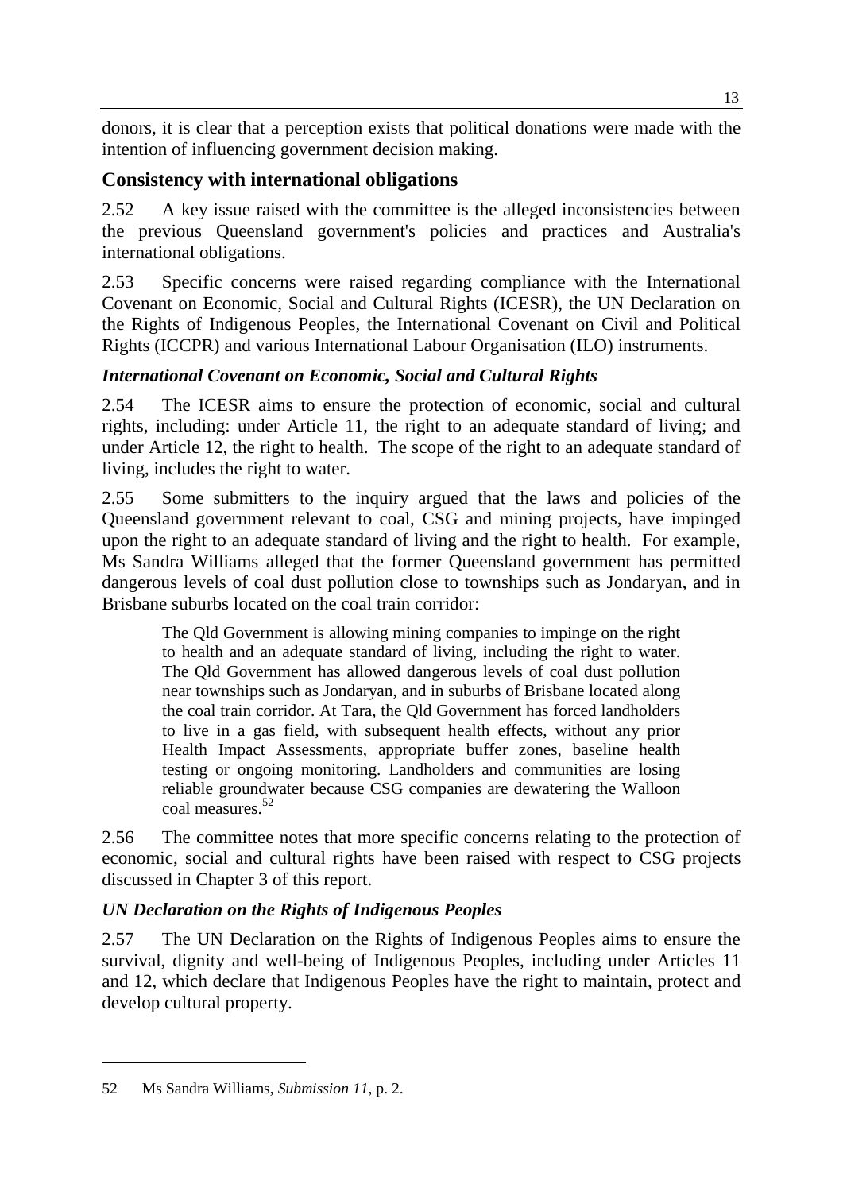donors, it is clear that a perception exists that political donations were made with the intention of influencing government decision making.

## Consistency with international obligations

2.52 A key issue raised with the committee is the alleged inconsistencies between the previous Queensland government's policies and practices and Australia's international obligations.

2.53 Specific concerns were raised regarding compliance with the International Covenant on Economic, Social and Cultural Rights (ICESR), the UN Declaration on the Rights of Indigenous Peoples, the International Covenant on Civil and Political Rights (ICCPR) and various International Labour Organisation (ILO) instruments.

### *International Covenant on Economic, Social and Cultural Rights*

2.54 The ICESR aims to ensure the protection of economic, social and cultural rights, including: under Article 11, the right to an adequate standard of living; and under Article 12, the right to health. The scope of the right to an adequate standard of living, includes the right to water.

2.55 Some submitters to the inquiry argued that the laws and policies of the Queensland government relevant to coal, CSG and mining projects, have impinged upon the right to an adequate standard of living and the right to health. For example, Ms Sandra Williams alleged that the former Queensland government has permitted dangerous levels of coal dust pollution close to townships such as Jondaryan, and in Brisbane suburbs located on the coal train corridor:

> The Qld Government is allowing mining companies to impinge on the right to health and an adequate standard of living, including the right to water. The Qld Government has allowed dangerous levels of coal dust pollution near townships such as Jondaryan, and in suburbs of Brisbane located along the coal train corridor. At Tara, the Qld Government has forced landholders to live in a gas field, with subsequent health effects, without any prior Health Impact Assessments, appropriate buffer zones, baseline health testing or ongoing monitoring. Landholders and communities are losing reliable groundwater because CSG companies are dewatering the Walloon coal measures.[52]

2.56 The committee notes that more specific concerns relating to the protection of economic, social and cultural rights have been raised with respect to CSG projects discussed in Chapter 3 of this report.

### *UN Declaration on the Rights of Indigenous Peoples*

2.57 The UN Declaration on the Rights of Indigenous Peoples aims to ensure the survival, dignity and well-being of Indigenous Peoples, including under Articles 11 and 12, which declare that Indigenous Peoples have the right to maintain, protect and develop cultural property.

---

52 Ms Sandra Williams, *Submission 11*, p. 2.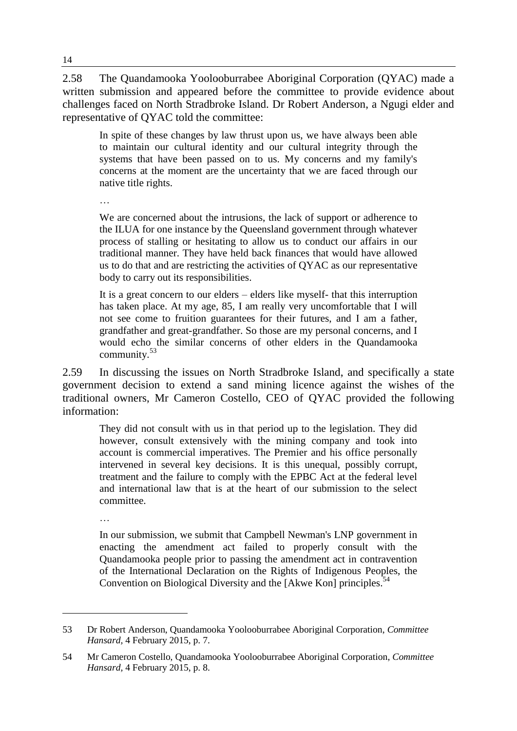2.58 The Quandamooka Yoolooburrabee Aboriginal Corporation (QYAC) made a written submission and appeared before the committee to provide evidence about challenges faced on North Stradbroke Island. Dr Robert Anderson, a Ngugi elder and representative of QYAC told the committee:

> In spite of these changes by law thrust upon us, we have always been able to maintain our cultural identity and our cultural integrity through the systems that have been passed on to us. My concerns and my family's concerns at the moment are the uncertainty that we are faced through our native title rights.
>
> …
>
> We are concerned about the intrusions, the lack of support or adherence to the ILUA for one instance by the Queensland government through whatever process of stalling or hesitating to allow us to conduct our affairs in our traditional manner. They have held back finances that would have allowed us to do that and are restricting the activities of QYAC as our representative body to carry out its responsibilities.
>
> It is a great concern to our elders – elders like myself- that this interruption has taken place. At my age, 85, I am really very uncomfortable that I will not see come to fruition guarantees for their futures, and I am a father, grandfather and great-grandfather. So those are my personal concerns, and I would echo the similar concerns of other elders in the Quandamooka community.[53]

2.59 In discussing the issues on North Stradbroke Island, and specifically a state government decision to extend a sand mining licence against the wishes of the traditional owners, Mr Cameron Costello, CEO of QYAC provided the following information:

> They did not consult with us in that period up to the legislation. They did however, consult extensively with the mining company and took into account is commercial imperatives. The Premier and his office personally intervened in several key decisions. It is this unequal, possibly corrupt, treatment and the failure to comply with the EPBC Act at the federal level and international law that is at the heart of our submission to the select committee.
>
> …
>
> In our submission, we submit that Campbell Newman's LNP government in enacting the amendment act failed to properly consult with the Quandamooka people prior to passing the amendment act in contravention of the International Declaration on the Rights of Indigenous Peoples, the Convention on Biological Diversity and the [Akwe Kon] principles.[54]

---

53 Dr Robert Anderson, Quandamooka Yoolooburrabee Aboriginal Corporation, *Committee Hansard*, 4 February 2015, p. 7.

54 Mr Cameron Costello, Quandamooka Yoolooburrabee Aboriginal Corporation, *Committee Hansard*, 4 February 2015, p. 8.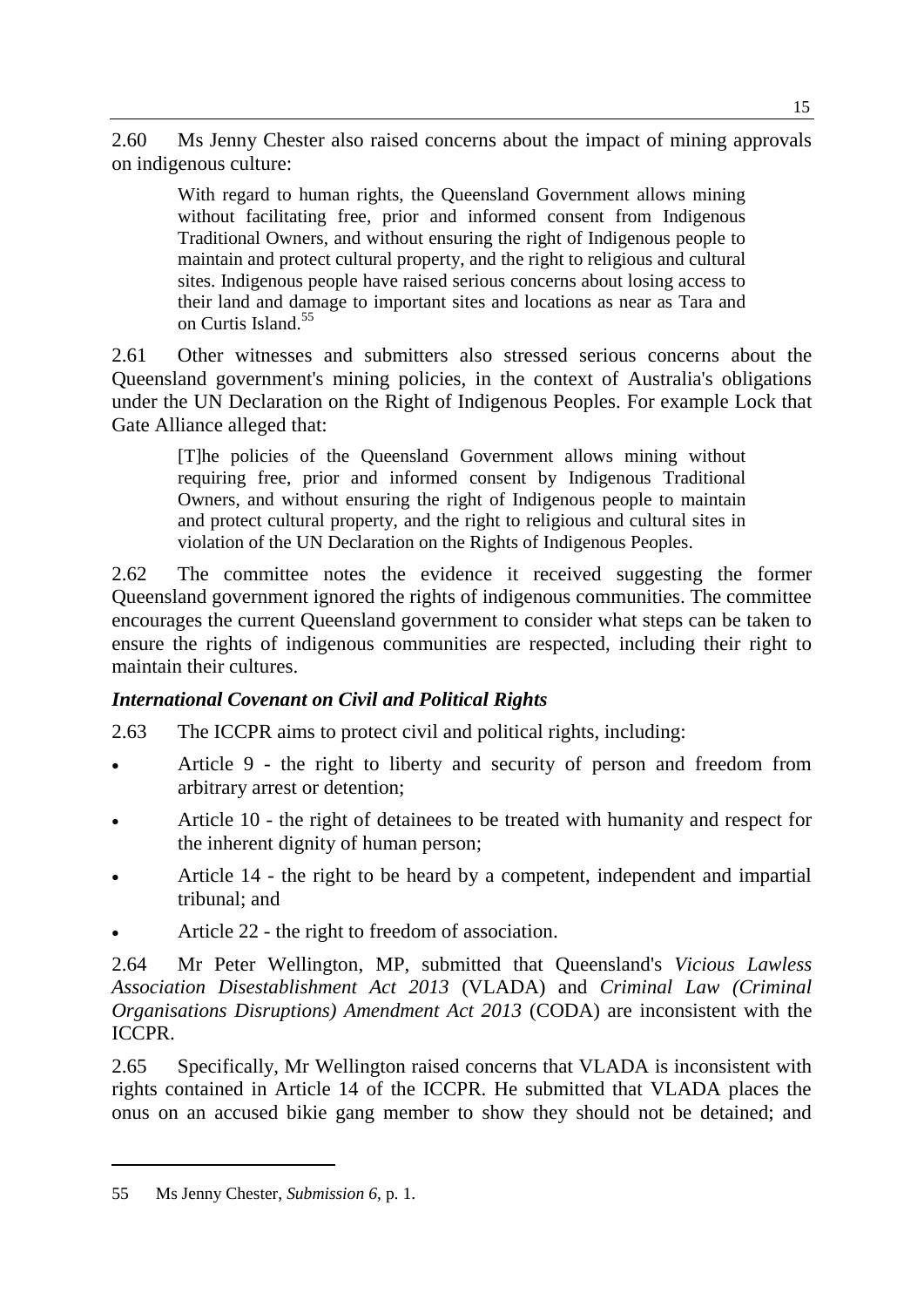2.60 Ms Jenny Chester also raised concerns about the impact of mining approvals on indigenous culture:

> With regard to human rights, the Queensland Government allows mining without facilitating free, prior and informed consent from Indigenous Traditional Owners, and without ensuring the right of Indigenous people to maintain and protect cultural property, and the right to religious and cultural sites. Indigenous people have raised serious concerns about losing access to their land and damage to important sites and locations as near as Tara and on Curtis Island.[55]

2.61 Other witnesses and submitters also stressed serious concerns about the Queensland government's mining policies, in the context of Australia's obligations under the UN Declaration on the Right of Indigenous Peoples. For example Lock that Gate Alliance alleged that:

> [T]he policies of the Queensland Government allows mining without requiring free, prior and informed consent by Indigenous Traditional Owners, and without ensuring the right of Indigenous people to maintain and protect cultural property, and the right to religious and cultural sites in violation of the UN Declaration on the Rights of Indigenous Peoples.

2.62 The committee notes the evidence it received suggesting the former Queensland government ignored the rights of indigenous communities. The committee encourages the current Queensland government to consider what steps can be taken to ensure the rights of indigenous communities are respected, including their right to maintain their cultures.

### *International Covenant on Civil and Political Rights*

2.63 The ICCPR aims to protect civil and political rights, including:

- Article 9 - the right to liberty and security of person and freedom from arbitrary arrest or detention;
- Article 10 - the right of detainees to be treated with humanity and respect for the inherent dignity of human person;
- Article 14 - the right to be heard by a competent, independent and impartial tribunal; and
- Article 22 - the right to freedom of association.

2.64 Mr Peter Wellington, MP, submitted that Queensland's *Vicious Lawless Association Disestablishment Act 2013* (VLADA) and *Criminal Law (Criminal Organisations Disruptions) Amendment Act 2013* (CODA) are inconsistent with the ICCPR.

2.65 Specifically, Mr Wellington raised concerns that VLADA is inconsistent with rights contained in Article 14 of the ICCPR. He submitted that VLADA places the onus on an accused bikie gang member to show they should not be detained; and

---

55 Ms Jenny Chester, *Submission 6*, p. 1.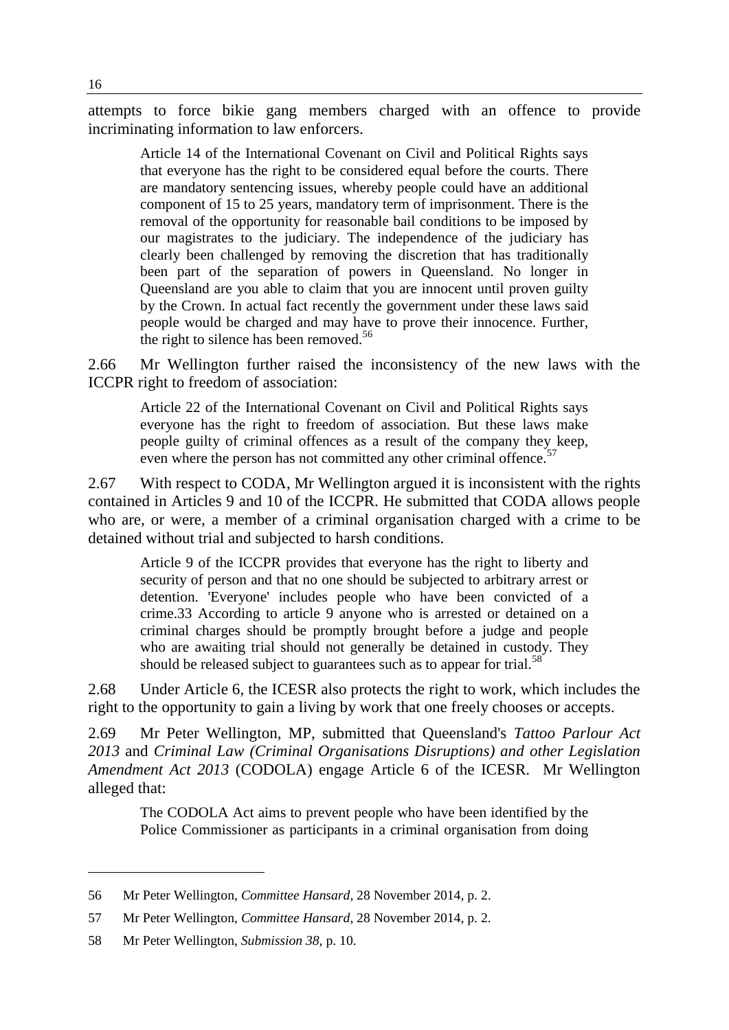attempts to force bikie gang members charged with an offence to provide incriminating information to law enforcers.

> Article 14 of the International Covenant on Civil and Political Rights says that everyone has the right to be considered equal before the courts. There are mandatory sentencing issues, whereby people could have an additional component of 15 to 25 years, mandatory term of imprisonment. There is the removal of the opportunity for reasonable bail conditions to be imposed by our magistrates to the judiciary. The independence of the judiciary has clearly been challenged by removing the discretion that has traditionally been part of the separation of powers in Queensland. No longer in Queensland are you able to claim that you are innocent until proven guilty by the Crown. In actual fact recently the government under these laws said people would be charged and may have to prove their innocence. Further, the right to silence has been removed.[56]

2.66 Mr Wellington further raised the inconsistency of the new laws with the ICCPR right to freedom of association:

> Article 22 of the International Covenant on Civil and Political Rights says everyone has the right to freedom of association. But these laws make people guilty of criminal offences as a result of the company they keep, even where the person has not committed any other criminal offence.[57]

2.67 With respect to CODA, Mr Wellington argued it is inconsistent with the rights contained in Articles 9 and 10 of the ICCPR. He submitted that CODA allows people who are, or were, a member of a criminal organisation charged with a crime to be detained without trial and subjected to harsh conditions.

> Article 9 of the ICCPR provides that everyone has the right to liberty and security of person and that no one should be subjected to arbitrary arrest or detention. 'Everyone' includes people who have been convicted of a crime.33 According to article 9 anyone who is arrested or detained on a criminal charges should be promptly brought before a judge and people who are awaiting trial should not generally be detained in custody. They should be released subject to guarantees such as to appear for trial.[58]

2.68 Under Article 6, the ICESR also protects the right to work, which includes the right to the opportunity to gain a living by work that one freely chooses or accepts.

2.69 Mr Peter Wellington, MP, submitted that Queensland's *Tattoo Parlour Act 2013* and *Criminal Law (Criminal Organisations Disruptions) and other Legislation Amendment Act 2013* (CODOLA) engage Article 6 of the ICESR. Mr Wellington alleged that:

> The CODOLA Act aims to prevent people who have been identified by the Police Commissioner as participants in a criminal organisation from doing

---

56 Mr Peter Wellington, *Committee Hansard*, 28 November 2014, p. 2.

57 Mr Peter Wellington, *Committee Hansard*, 28 November 2014, p. 2.

58 Mr Peter Wellington, *Submission 38*, p. 10.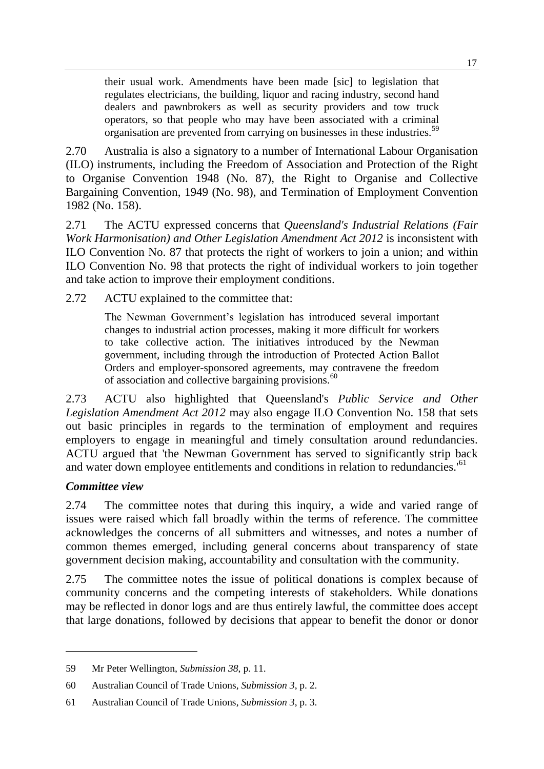> their usual work. Amendments have been made [sic] to legislation that regulates electricians, the building, liquor and racing industry, second hand dealers and pawnbrokers as well as security providers and tow truck operators, so that people who may have been associated with a criminal organisation are prevented from carrying on businesses in these industries.[59]

2.70 Australia is also a signatory to a number of International Labour Organisation (ILO) instruments, including the Freedom of Association and Protection of the Right to Organise Convention 1948 (No. 87), the Right to Organise and Collective Bargaining Convention, 1949 (No. 98), and Termination of Employment Convention 1982 (No. 158).

2.71 The ACTU expressed concerns that *Queensland's Industrial Relations (Fair Work Harmonisation) and Other Legislation Amendment Act 2012* is inconsistent with ILO Convention No. 87 that protects the right of workers to join a union; and within ILO Convention No. 98 that protects the right of individual workers to join together and take action to improve their employment conditions.

2.72 ACTU explained to the committee that:

> The Newman Government's legislation has introduced several important changes to industrial action processes, making it more difficult for workers to take collective action. The initiatives introduced by the Newman government, including through the introduction of Protected Action Ballot Orders and employer-sponsored agreements, may contravene the freedom of association and collective bargaining provisions.[60]

2.73 ACTU also highlighted that Queensland's *Public Service and Other Legislation Amendment Act 2012* may also engage ILO Convention No. 158 that sets out basic principles in regards to the termination of employment and requires employers to engage in meaningful and timely consultation around redundancies. ACTU argued that 'the Newman Government has served to significantly strip back and water down employee entitlements and conditions in relation to redundancies.'[61]

### *Committee view*

2.74 The committee notes that during this inquiry, a wide and varied range of issues were raised which fall broadly within the terms of reference. The committee acknowledges the concerns of all submitters and witnesses, and notes a number of common themes emerged, including general concerns about transparency of state government decision making, accountability and consultation with the community.

2.75 The committee notes the issue of political donations is complex because of community concerns and the competing interests of stakeholders. While donations may be reflected in donor logs and are thus entirely lawful, the committee does accept that large donations, followed by decisions that appear to benefit the donor or donor

---

59 Mr Peter Wellington, *Submission 38*, p. 11.

60 Australian Council of Trade Unions, *Submission 3*, p. 2.

61 Australian Council of Trade Unions, *Submission 3*, p. 3.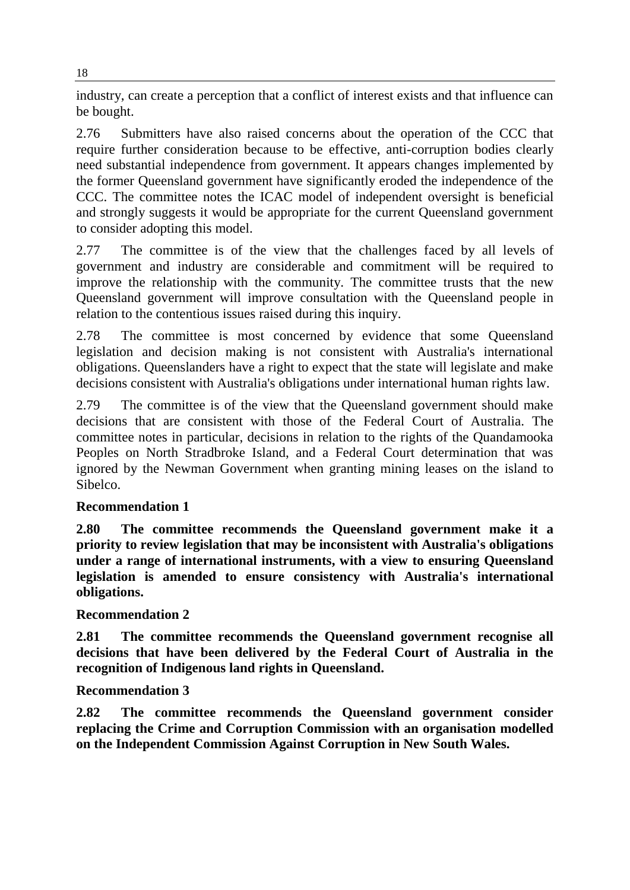industry, can create a perception that a conflict of interest exists and that influence can be bought.

2.76 Submitters have also raised concerns about the operation of the CCC that require further consideration because to be effective, anti-corruption bodies clearly need substantial independence from government. It appears changes implemented by the former Queensland government have significantly eroded the independence of the CCC. The committee notes the ICAC model of independent oversight is beneficial and strongly suggests it would be appropriate for the current Queensland government to consider adopting this model.

2.77 The committee is of the view that the challenges faced by all levels of government and industry are considerable and commitment will be required to improve the relationship with the community. The committee trusts that the new Queensland government will improve consultation with the Queensland people in relation to the contentious issues raised during this inquiry.

2.78 The committee is most concerned by evidence that some Queensland legislation and decision making is not consistent with Australia's international obligations. Queenslanders have a right to expect that the state will legislate and make decisions consistent with Australia's obligations under international human rights law.

2.79 The committee is of the view that the Queensland government should make decisions that are consistent with those of the Federal Court of Australia. The committee notes in particular, decisions in relation to the rights of the Quandamooka Peoples on North Stradbroke Island, and a Federal Court determination that was ignored by the Newman Government when granting mining leases on the island to Sibelco.

**Recommendation 1**

**2.80 The committee recommends the Queensland government make it a priority to review legislation that may be inconsistent with Australia's obligations under a range of international instruments, with a view to ensuring Queensland legislation is amended to ensure consistency with Australia's international obligations.**

**Recommendation 2**

**2.81 The committee recommends the Queensland government recognise all decisions that have been delivered by the Federal Court of Australia in the recognition of Indigenous land rights in Queensland.**

**Recommendation 3**

**2.82 The committee recommends the Queensland government consider replacing the Crime and Corruption Commission with an organisation modelled on the Independent Commission Against Corruption in New South Wales.**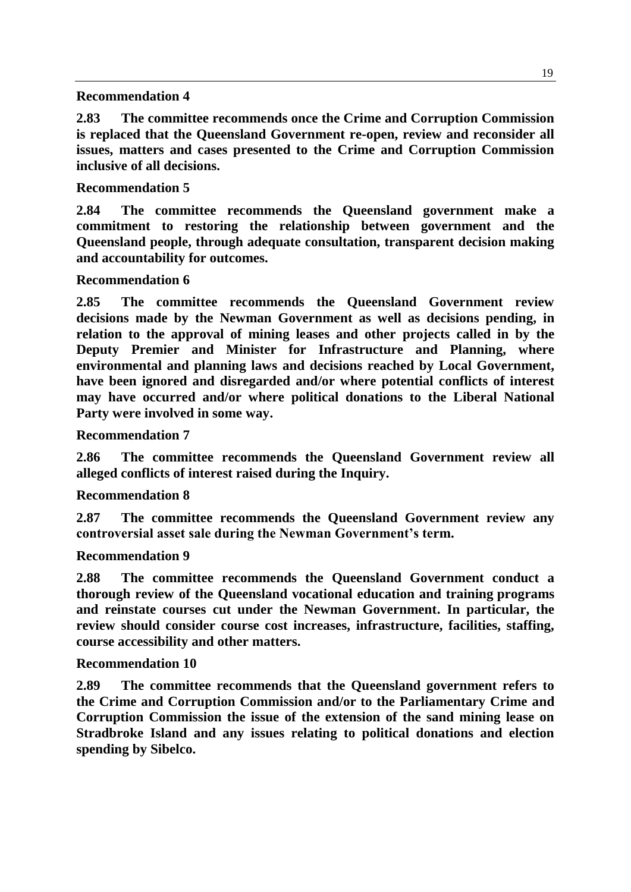**Recommendation 4**

**2.83 The committee recommends once the Crime and Corruption Commission is replaced that the Queensland Government re-open, review and reconsider all issues, matters and cases presented to the Crime and Corruption Commission inclusive of all decisions.**

**Recommendation 5**

**2.84 The committee recommends the Queensland government make a commitment to restoring the relationship between government and the Queensland people, through adequate consultation, transparent decision making and accountability for outcomes.**

**Recommendation 6**

**2.85 The committee recommends the Queensland Government review decisions made by the Newman Government as well as decisions pending, in relation to the approval of mining leases and other projects called in by the Deputy Premier and Minister for Infrastructure and Planning, where environmental and planning laws and decisions reached by Local Government, have been ignored and disregarded and/or where potential conflicts of interest may have occurred and/or where political donations to the Liberal National Party were involved in some way.**

**Recommendation 7**

**2.86 The committee recommends the Queensland Government review all alleged conflicts of interest raised during the Inquiry.**

**Recommendation 8**

**2.87 The committee recommends the Queensland Government review any controversial asset sale during the Newman Government's term.**

**Recommendation 9**

**2.88 The committee recommends the Queensland Government conduct a thorough review of the Queensland vocational education and training programs and reinstate courses cut under the Newman Government. In particular, the review should consider course cost increases, infrastructure, facilities, staffing, course accessibility and other matters.**

**Recommendation 10**

**2.89 The committee recommends that the Queensland government refers to the Crime and Corruption Commission and/or to the Parliamentary Crime and Corruption Commission the issue of the extension of the sand mining lease on Stradbroke Island and any issues relating to political donations and election spending by Sibelco.**